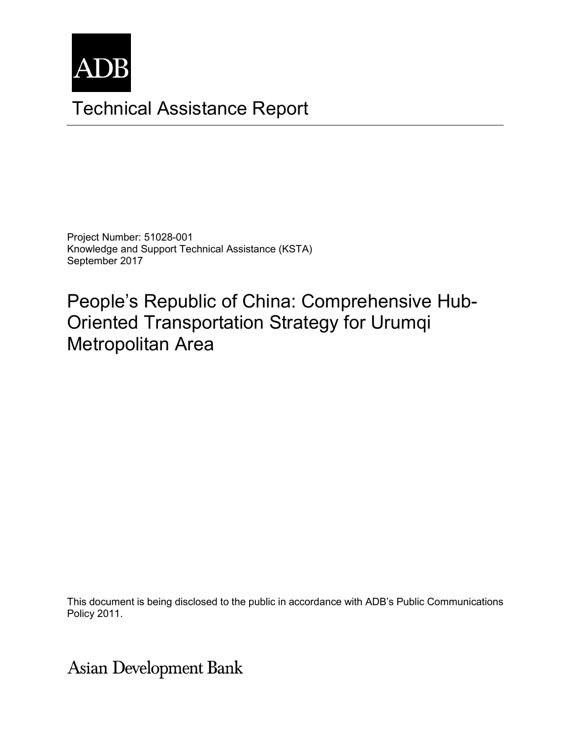ADB

# Technical Assistance Report

Project Number: 51028-001
Knowledge and Support Technical Assistance (KSTA)
September 2017

## People's Republic of China: Comprehensive Hub-Oriented Transportation Strategy for Urumqi Metropolitan Area

This document is being disclosed to the public in accordance with ADB's Public Communications Policy 2011.

Asian Development Bank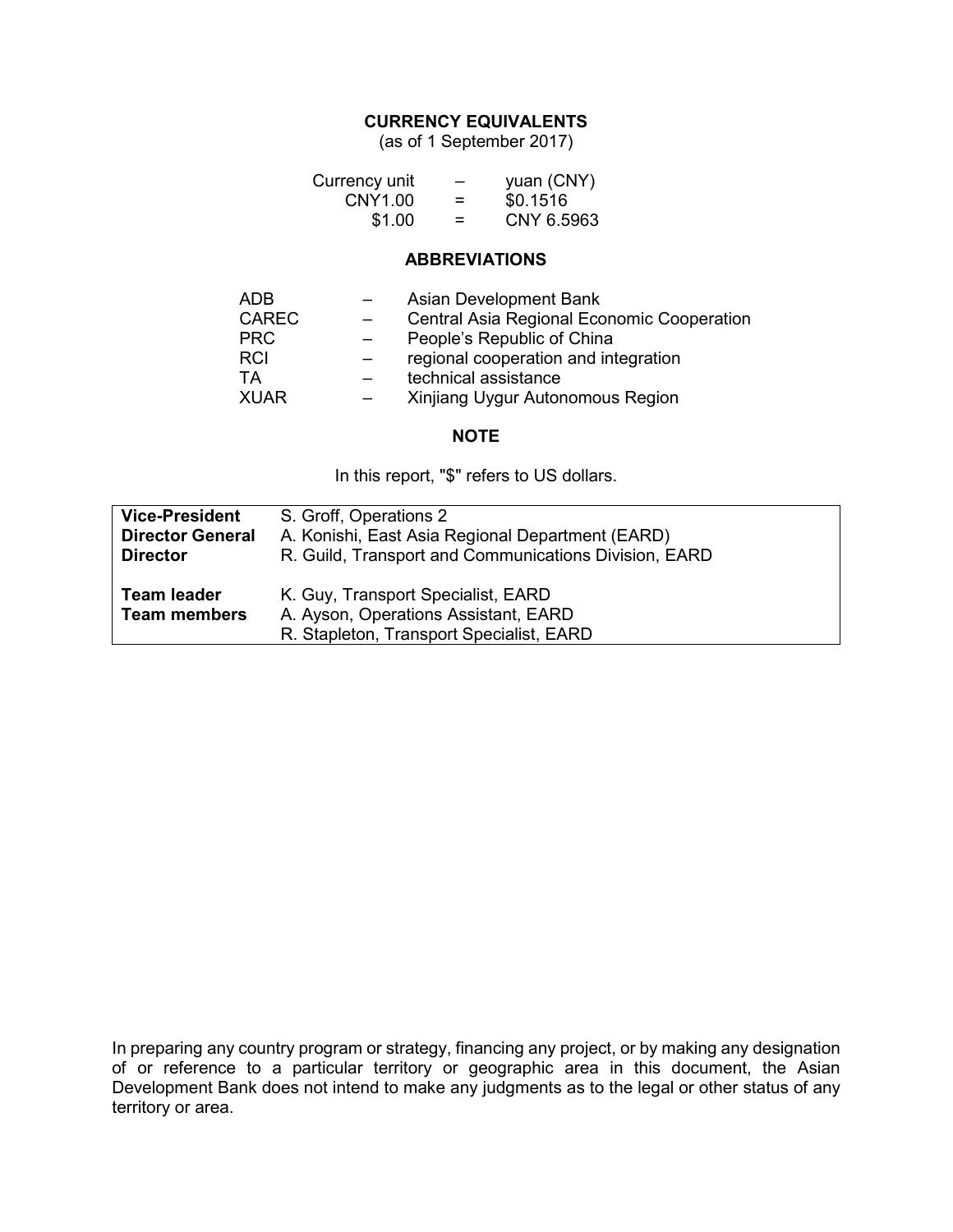## CURRENCY EQUIVALENTS

(as of 1 September 2017)

| | | |
|---|---|---|
| Currency unit | – | yuan (CNY) |
| CNY1.00 | = | $0.1516 |
| $1.00 | = | CNY 6.5963 |

## ABBREVIATIONS

| | | |
|---|---|---|
| ADB | – | Asian Development Bank |
| CAREC | – | Central Asia Regional Economic Cooperation |
| PRC | – | People's Republic of China |
| RCI | – | regional cooperation and integration |
| TA | – | technical assistance |
| XUAR | – | Xinjiang Uygur Autonomous Region |

## NOTE

In this report, "$" refers to US dollars.

| | |
|---|---|
| **Vice-President** | S. Groff, Operations 2 |
| **Director General** | A. Konishi, East Asia Regional Department (EARD) |
| **Director** | R. Guild, Transport and Communications Division, EARD |
| **Team leader** | K. Guy, Transport Specialist, EARD |
| **Team members** | A. Ayson, Operations Assistant, EARD |
| | R. Stapleton, Transport Specialist, EARD |

In preparing any country program or strategy, financing any project, or by making any designation of or reference to a particular territory or geographic area in this document, the Asian Development Bank does not intend to make any judgments as to the legal or other status of any territory or area.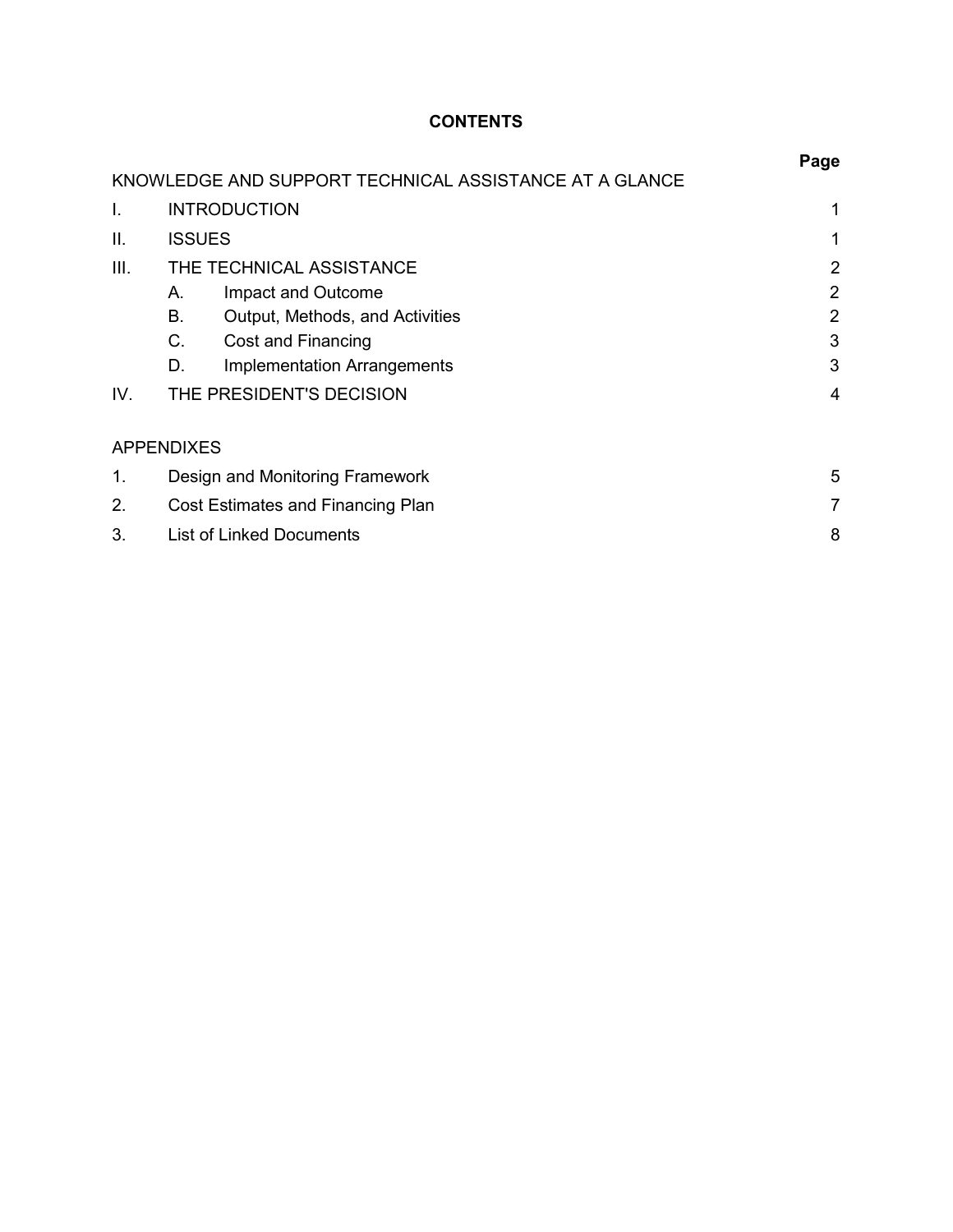# CONTENTS

| | | Page |
|---|---|---|
| KNOWLEDGE AND SUPPORT TECHNICAL ASSISTANCE AT A GLANCE | | |
| I. | INTRODUCTION | 1 |
| II. | ISSUES | 1 |
| III. | THE TECHNICAL ASSISTANCE | 2 |
| | A. Impact and Outcome | 2 |
| | B. Output, Methods, and Activities | 2 |
| | C. Cost and Financing | 3 |
| | D. Implementation Arrangements | 3 |
| IV. | THE PRESIDENT'S DECISION | 4 |

APPENDIXES

| | | |
|---|---|---|
| 1. | Design and Monitoring Framework | 5 |
| 2. | Cost Estimates and Financing Plan | 7 |
| 3. | List of Linked Documents | 8 |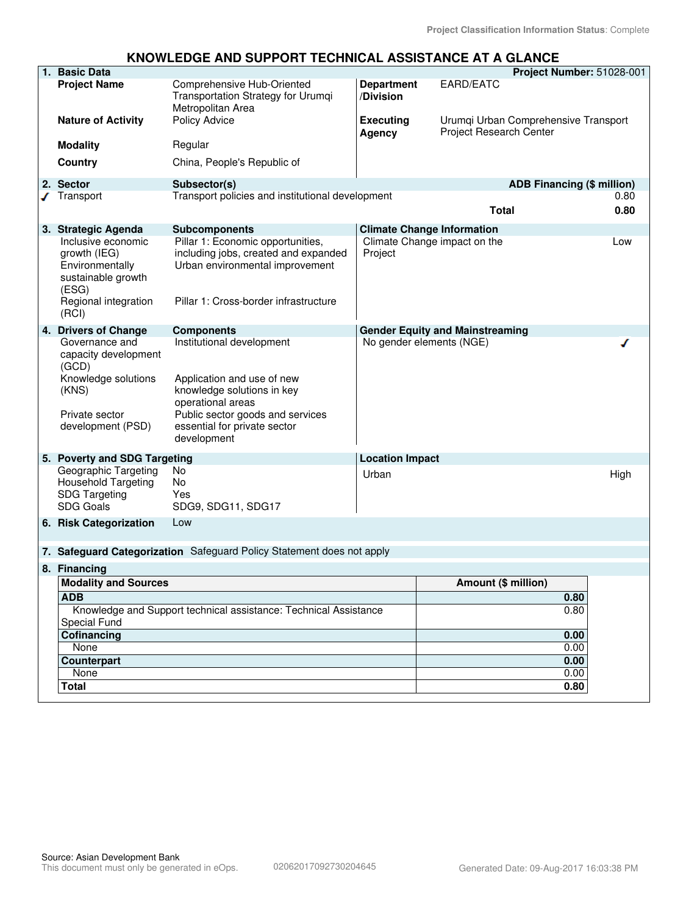Project Classification Information Status: Complete

# KNOWLEDGE AND SUPPORT TECHNICAL ASSISTANCE AT A GLANCE

## 1. Basic Data

**Project Number:** 51028-001

| | | | |
|---|---|---|---|
| **Project Name** | Comprehensive Hub-Oriented Transportation Strategy for Urumqi Metropolitan Area | **Department /Division** | EARD/EATC |
| **Nature of Activity** | Policy Advice | **Executing Agency** | Urumqi Urban Comprehensive Transport Project Research Center |
| **Modality** | Regular | | |
| **Country** | China, People's Republic of | | |

## 2. Sector

| Sector | Subsector(s) | ADB Financing ($ million) |
|---|---|---|
| ✓ Transport | Transport policies and institutional development | 0.80 |
| | **Total** | **0.80** |

## 3. Strategic Agenda

| Strategic Agenda | Subcomponents |
|---|---|
| Inclusive economic growth (IEG) | Pillar 1: Economic opportunities, including jobs, created and expanded |
| Environmentally sustainable growth (ESG) | Urban environmental improvement |
| Regional integration (RCI) | Pillar 1: Cross-border infrastructure |

**Climate Change Information**

| | |
|---|---|
| Climate Change impact on the Project | Low |

## 4. Drivers of Change

| Drivers of Change | Components |
|---|---|
| Governance and capacity development (GCD) | Institutional development |
| Knowledge solutions (KNS) | Application and use of new knowledge solutions in key operational areas |
| Private sector development (PSD) | Public sector goods and services essential for private sector development |

**Gender Equity and Mainstreaming**

| | |
|---|---|
| No gender elements (NGE) | ✓ |

## 5. Poverty and SDG Targeting

| | |
|---|---|
| Geographic Targeting | No |
| Household Targeting | No |
| SDG Targeting | Yes |
| SDG Goals | SDG9, SDG11, SDG17 |

**Location Impact**

| | |
|---|---|
| Urban | High |

## 6. Risk Categorization

Low

## 7. Safeguard Categorization

Safeguard Policy Statement does not apply

## 8. Financing

| Modality and Sources | Amount ($ million) |
|---|---|
| **ADB** | **0.80** |
| Knowledge and Support technical assistance: Technical Assistance Special Fund | 0.80 |
| **Cofinancing** | **0.00** |
| None | 0.00 |
| **Counterpart** | **0.00** |
| None | 0.00 |
| **Total** | **0.80** |

Source: Asian Development Bank
This document must only be generated in eOps. 02062017092730204645 Generated Date: 09-Aug-2017 16:03:38 PM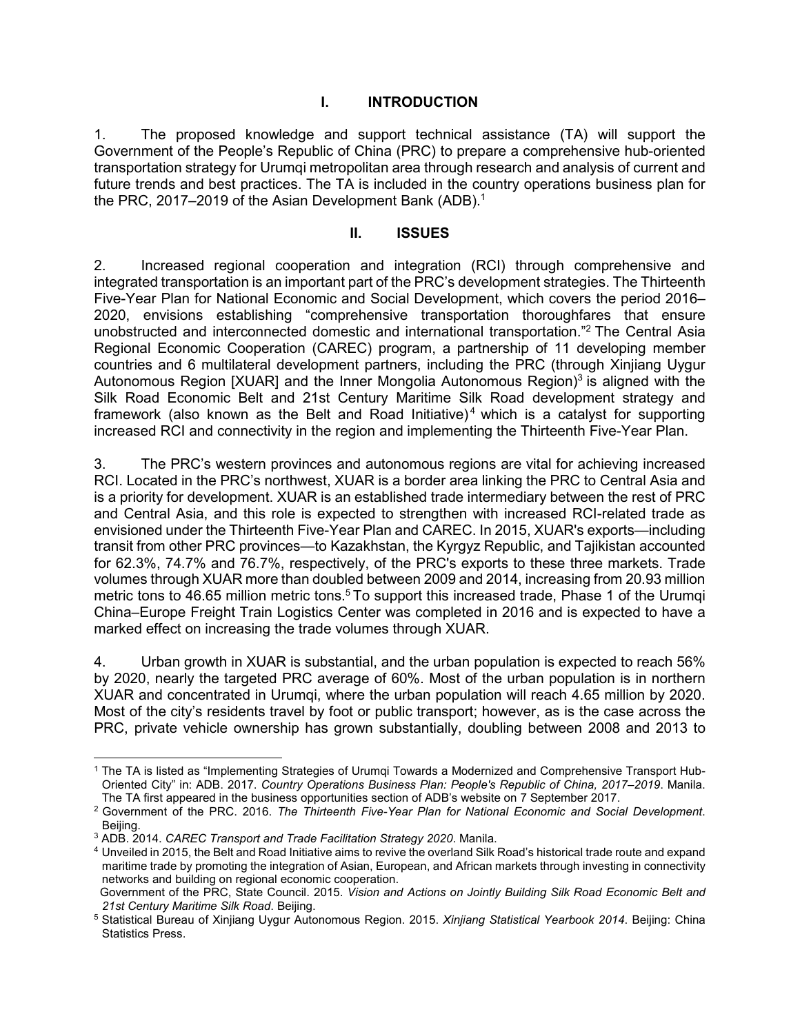# I. INTRODUCTION

1. The proposed knowledge and support technical assistance (TA) will support the Government of the People's Republic of China (PRC) to prepare a comprehensive hub-oriented transportation strategy for Urumqi metropolitan area through research and analysis of current and future trends and best practices. The TA is included in the country operations business plan for the PRC, 2017–2019 of the Asian Development Bank (ADB).[1]

# II. ISSUES

2. Increased regional cooperation and integration (RCI) through comprehensive and integrated transportation is an important part of the PRC's development strategies. The Thirteenth Five-Year Plan for National Economic and Social Development, which covers the period 2016–2020, envisions establishing "comprehensive transportation thoroughfares that ensure unobstructed and interconnected domestic and international transportation."[2] The Central Asia Regional Economic Cooperation (CAREC) program, a partnership of 11 developing member countries and 6 multilateral development partners, including the PRC (through Xinjiang Uygur Autonomous Region [XUAR] and the Inner Mongolia Autonomous Region)[3] is aligned with the Silk Road Economic Belt and 21st Century Maritime Silk Road development strategy and framework (also known as the Belt and Road Initiative)[4] which is a catalyst for supporting increased RCI and connectivity in the region and implementing the Thirteenth Five-Year Plan.

3. The PRC's western provinces and autonomous regions are vital for achieving increased RCI. Located in the PRC's northwest, XUAR is a border area linking the PRC to Central Asia and is a priority for development. XUAR is an established trade intermediary between the rest of PRC and Central Asia, and this role is expected to strengthen with increased RCI-related trade as envisioned under the Thirteenth Five-Year Plan and CAREC. In 2015, XUAR's exports—including transit from other PRC provinces—to Kazakhstan, the Kyrgyz Republic, and Tajikistan accounted for 62.3%, 74.7% and 76.7%, respectively, of the PRC's exports to these three markets. Trade volumes through XUAR more than doubled between 2009 and 2014, increasing from 20.93 million metric tons to 46.65 million metric tons.[5] To support this increased trade, Phase 1 of the Urumqi China–Europe Freight Train Logistics Center was completed in 2016 and is expected to have a marked effect on increasing the trade volumes through XUAR.

4. Urban growth in XUAR is substantial, and the urban population is expected to reach 56% by 2020, nearly the targeted PRC average of 60%. Most of the urban population is in northern XUAR and concentrated in Urumqi, where the urban population will reach 4.65 million by 2020. Most of the city's residents travel by foot or public transport; however, as is the case across the PRC, private vehicle ownership has grown substantially, doubling between 2008 and 2013 to

---

[1] The TA is listed as "Implementing Strategies of Urumqi Towards a Modernized and Comprehensive Transport Hub-Oriented City" in: ADB. 2017. *Country Operations Business Plan: People's Republic of China, 2017–2019*. Manila. The TA first appeared in the business opportunities section of ADB's website on 7 September 2017.

[2] Government of the PRC. 2016. *The Thirteenth Five-Year Plan for National Economic and Social Development*. Beijing.

[3] ADB. 2014. *CAREC Transport and Trade Facilitation Strategy 2020*. Manila.

[4] Unveiled in 2015, the Belt and Road Initiative aims to revive the overland Silk Road's historical trade route and expand maritime trade by promoting the integration of Asian, European, and African markets through investing in connectivity networks and building on regional economic cooperation.
Government of the PRC, State Council. 2015. *Vision and Actions on Jointly Building Silk Road Economic Belt and 21st Century Maritime Silk Road*. Beijing.

[5] Statistical Bureau of Xinjiang Uygur Autonomous Region. 2015. *Xinjiang Statistical Yearbook 2014*. Beijing: China Statistics Press.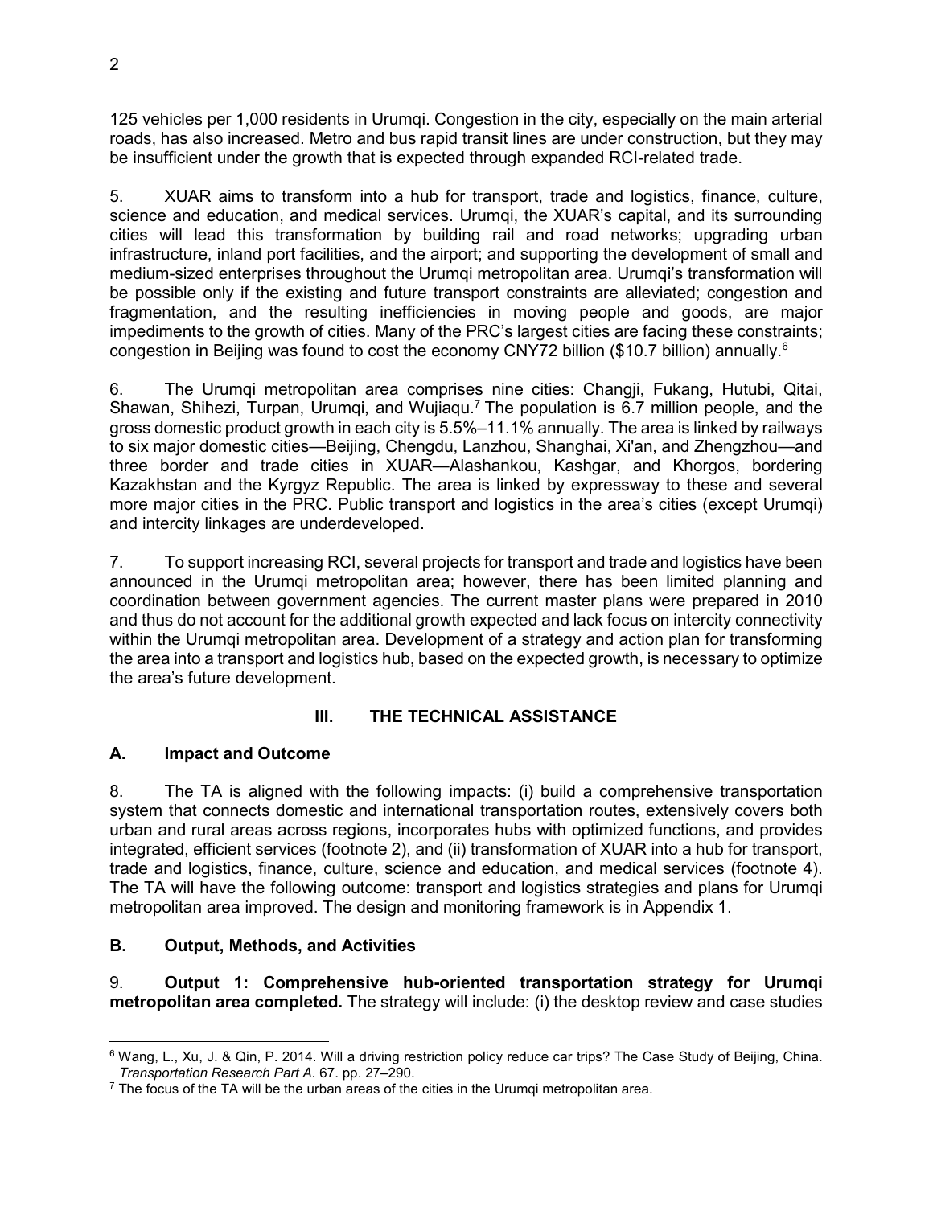125 vehicles per 1,000 residents in Urumqi. Congestion in the city, especially on the main arterial roads, has also increased. Metro and bus rapid transit lines are under construction, but they may be insufficient under the growth that is expected through expanded RCI-related trade.

5. XUAR aims to transform into a hub for transport, trade and logistics, finance, culture, science and education, and medical services. Urumqi, the XUAR's capital, and its surrounding cities will lead this transformation by building rail and road networks; upgrading urban infrastructure, inland port facilities, and the airport; and supporting the development of small and medium-sized enterprises throughout the Urumqi metropolitan area. Urumqi's transformation will be possible only if the existing and future transport constraints are alleviated; congestion and fragmentation, and the resulting inefficiencies in moving people and goods, are major impediments to the growth of cities. Many of the PRC's largest cities are facing these constraints; congestion in Beijing was found to cost the economy CNY72 billion ($10.7 billion) annually.[6]

6. The Urumqi metropolitan area comprises nine cities: Changji, Fukang, Hutubi, Qitai, Shawan, Shihezi, Turpan, Urumqi, and Wujiaqu.[7] The population is 6.7 million people, and the gross domestic product growth in each city is 5.5%–11.1% annually. The area is linked by railways to six major domestic cities—Beijing, Chengdu, Lanzhou, Shanghai, Xi'an, and Zhengzhou—and three border and trade cities in XUAR—Alashankou, Kashgar, and Khorgos, bordering Kazakhstan and the Kyrgyz Republic. The area is linked by expressway to these and several more major cities in the PRC. Public transport and logistics in the area's cities (except Urumqi) and intercity linkages are underdeveloped.

7. To support increasing RCI, several projects for transport and trade and logistics have been announced in the Urumqi metropolitan area; however, there has been limited planning and coordination between government agencies. The current master plans were prepared in 2010 and thus do not account for the additional growth expected and lack focus on intercity connectivity within the Urumqi metropolitan area. Development of a strategy and action plan for transforming the area into a transport and logistics hub, based on the expected growth, is necessary to optimize the area's future development.

## III. THE TECHNICAL ASSISTANCE

### A. Impact and Outcome

8. The TA is aligned with the following impacts: (i) build a comprehensive transportation system that connects domestic and international transportation routes, extensively covers both urban and rural areas across regions, incorporates hubs with optimized functions, and provides integrated, efficient services (footnote 2), and (ii) transformation of XUAR into a hub for transport, trade and logistics, finance, culture, science and education, and medical services (footnote 4). The TA will have the following outcome: transport and logistics strategies and plans for Urumqi metropolitan area improved. The design and monitoring framework is in Appendix 1.

### B. Output, Methods, and Activities

9. **Output 1: Comprehensive hub-oriented transportation strategy for Urumqi metropolitan area completed.** The strategy will include: (i) the desktop review and case studies

---

[6] Wang, L., Xu, J. & Qin, P. 2014. Will a driving restriction policy reduce car trips? The Case Study of Beijing, China. *Transportation Research Part A*. 67. pp. 27–290.

[7] The focus of the TA will be the urban areas of the cities in the Urumqi metropolitan area.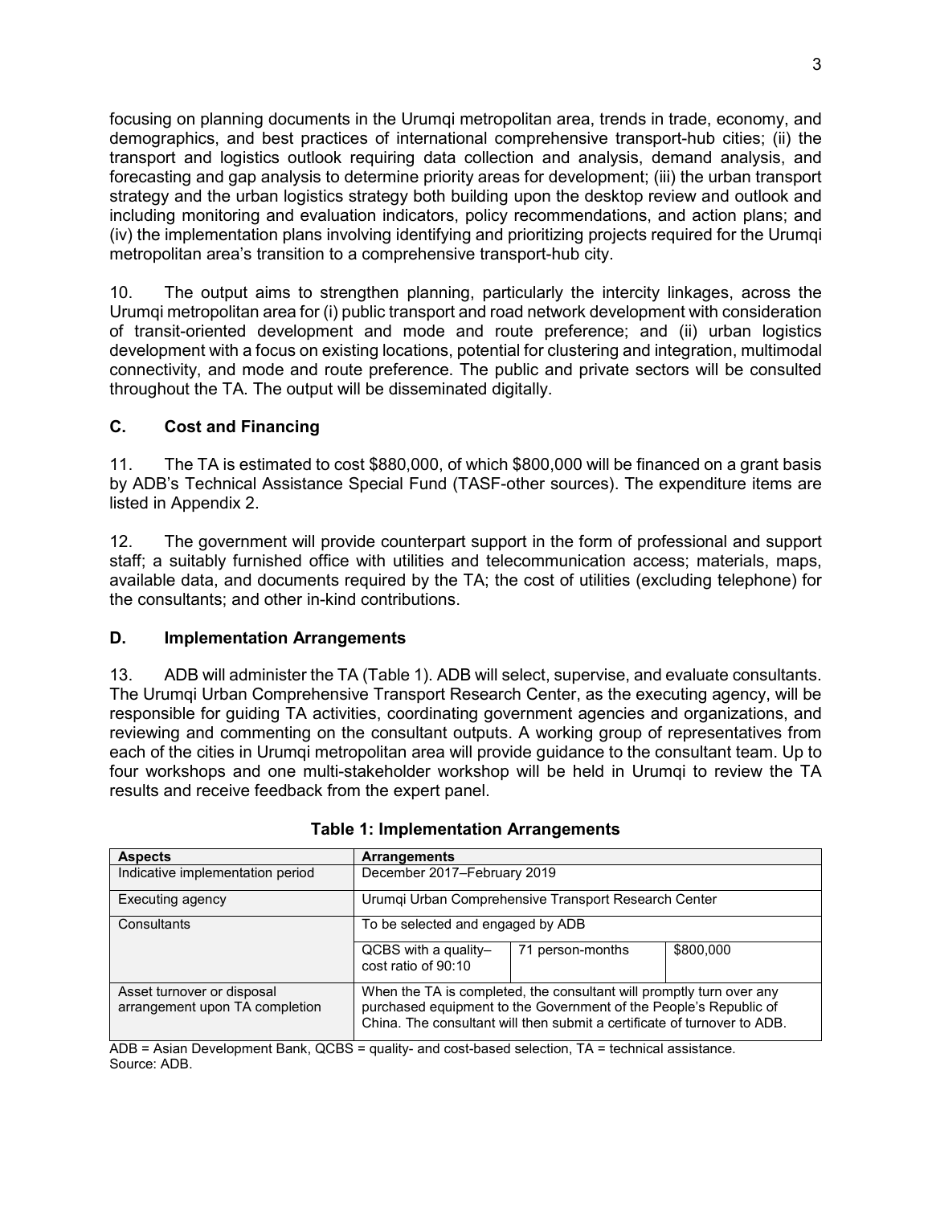focusing on planning documents in the Urumqi metropolitan area, trends in trade, economy, and demographics, and best practices of international comprehensive transport-hub cities; (ii) the transport and logistics outlook requiring data collection and analysis, demand analysis, and forecasting and gap analysis to determine priority areas for development; (iii) the urban transport strategy and the urban logistics strategy both building upon the desktop review and outlook and including monitoring and evaluation indicators, policy recommendations, and action plans; and (iv) the implementation plans involving identifying and prioritizing projects required for the Urumqi metropolitan area's transition to a comprehensive transport-hub city.

10. The output aims to strengthen planning, particularly the intercity linkages, across the Urumqi metropolitan area for (i) public transport and road network development with consideration of transit-oriented development and mode and route preference; and (ii) urban logistics development with a focus on existing locations, potential for clustering and integration, multimodal connectivity, and mode and route preference. The public and private sectors will be consulted throughout the TA. The output will be disseminated digitally.

## C. Cost and Financing

11. The TA is estimated to cost $880,000, of which $800,000 will be financed on a grant basis by ADB's Technical Assistance Special Fund (TASF-other sources). The expenditure items are listed in Appendix 2.

12. The government will provide counterpart support in the form of professional and support staff; a suitably furnished office with utilities and telecommunication access; materials, maps, available data, and documents required by the TA; the cost of utilities (excluding telephone) for the consultants; and other in-kind contributions.

## D. Implementation Arrangements

13. ADB will administer the TA (Table 1). ADB will select, supervise, and evaluate consultants. The Urumqi Urban Comprehensive Transport Research Center, as the executing agency, will be responsible for guiding TA activities, coordinating government agencies and organizations, and reviewing and commenting on the consultant outputs. A working group of representatives from each of the cities in Urumqi metropolitan area will provide guidance to the consultant team. Up to four workshops and one multi-stakeholder workshop will be held in Urumqi to review the TA results and receive feedback from the expert panel.

**Table 1: Implementation Arrangements**

| Aspects | Arrangements | | |
|---|---|---|---|
| Indicative implementation period | December 2017–February 2019 | | |
| Executing agency | Urumqi Urban Comprehensive Transport Research Center | | |
| Consultants | To be selected and engaged by ADB | | |
| | QCBS with a quality–cost ratio of 90:10 | 71 person-months | $800,000 |
| Asset turnover or disposal arrangement upon TA completion | When the TA is completed, the consultant will promptly turn over any purchased equipment to the Government of the People's Republic of China. The consultant will then submit a certificate of turnover to ADB. | | |

ADB = Asian Development Bank, QCBS = quality- and cost-based selection, TA = technical assistance.
Source: ADB.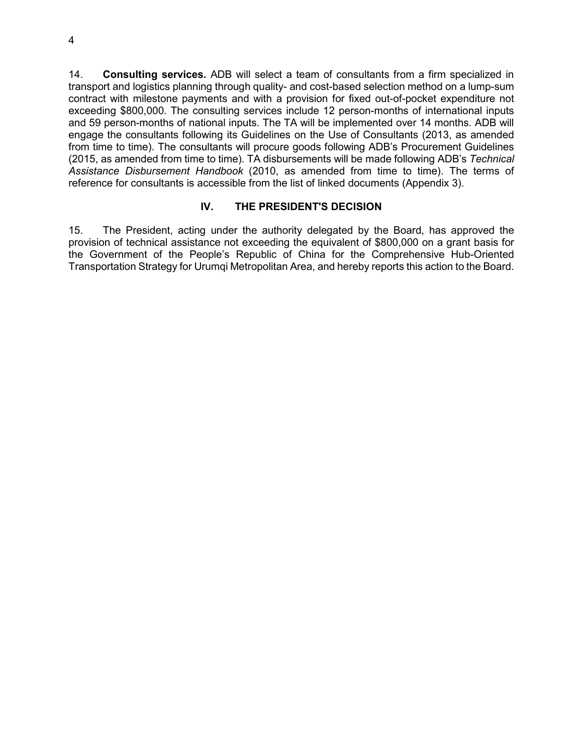14. **Consulting services.** ADB will select a team of consultants from a firm specialized in transport and logistics planning through quality- and cost-based selection method on a lump-sum contract with milestone payments and with a provision for fixed out-of-pocket expenditure not exceeding $800,000. The consulting services include 12 person-months of international inputs and 59 person-months of national inputs. The TA will be implemented over 14 months. ADB will engage the consultants following its Guidelines on the Use of Consultants (2013, as amended from time to time). The consultants will procure goods following ADB's Procurement Guidelines (2015, as amended from time to time). TA disbursements will be made following ADB's *Technical Assistance Disbursement Handbook* (2010, as amended from time to time). The terms of reference for consultants is accessible from the list of linked documents (Appendix 3).

## IV. THE PRESIDENT'S DECISION

15. The President, acting under the authority delegated by the Board, has approved the provision of technical assistance not exceeding the equivalent of $800,000 on a grant basis for the Government of the People's Republic of China for the Comprehensive Hub-Oriented Transportation Strategy for Urumqi Metropolitan Area, and hereby reports this action to the Board.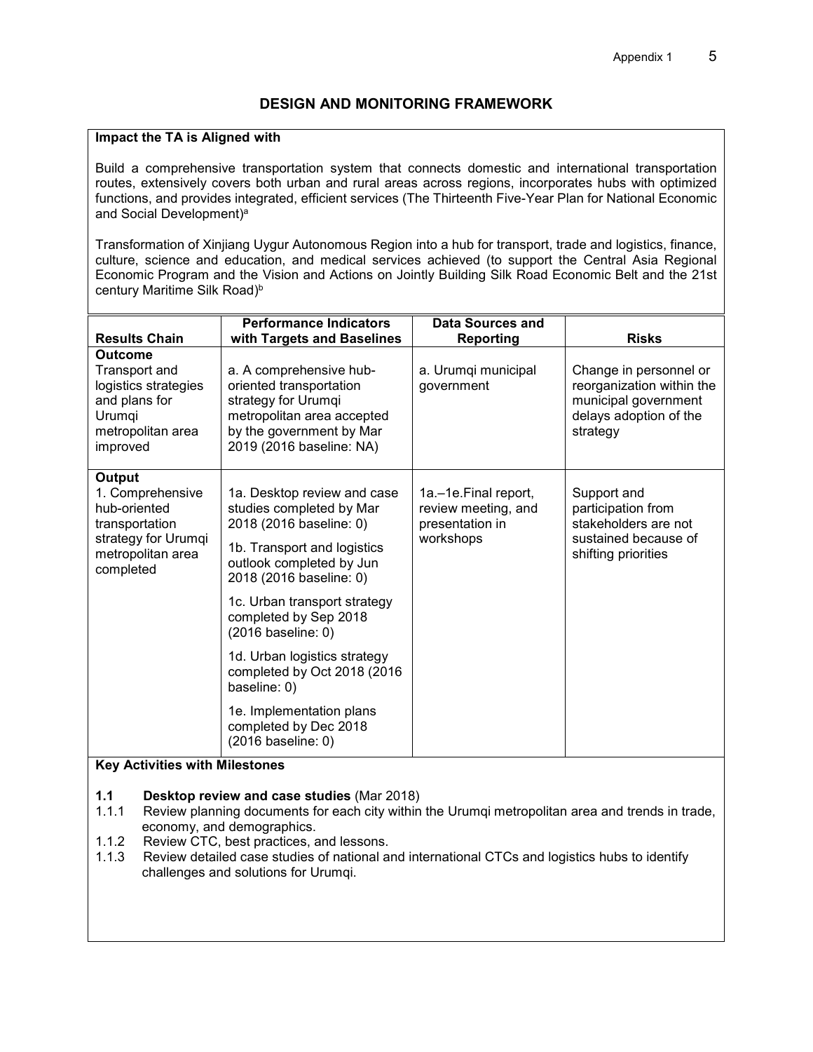## DESIGN AND MONITORING FRAMEWORK

**Impact the TA is Aligned with**

Build a comprehensive transportation system that connects domestic and international transportation routes, extensively covers both urban and rural areas across regions, incorporates hubs with optimized functions, and provides integrated, efficient services (The Thirteenth Five-Year Plan for National Economic and Social Development)[a]

Transformation of Xinjiang Uygur Autonomous Region into a hub for transport, trade and logistics, finance, culture, science and education, and medical services achieved (to support the Central Asia Regional Economic Program and the Vision and Actions on Jointly Building Silk Road Economic Belt and the 21st century Maritime Silk Road)[b]

| Results Chain | Performance Indicators with Targets and Baselines | Data Sources and Reporting | Risks |
|---|---|---|---|
| **Outcome**<br>Transport and logistics strategies and plans for Urumqi metropolitan area improved | a. A comprehensive hub-oriented transportation strategy for Urumqi metropolitan area accepted by the government by Mar 2019 (2016 baseline: NA) | a. Urumqi municipal government | Change in personnel or reorganization within the municipal government delays adoption of the strategy |
| **Output**<br>1. Comprehensive hub-oriented transportation strategy for Urumqi metropolitan area completed | 1a. Desktop review and case studies completed by Mar 2018 (2016 baseline: 0)<br>1b. Transport and logistics outlook completed by Jun 2018 (2016 baseline: 0)<br>1c. Urban transport strategy completed by Sep 2018 (2016 baseline: 0)<br>1d. Urban logistics strategy completed by Oct 2018 (2016 baseline: 0)<br>1e. Implementation plans completed by Dec 2018 (2016 baseline: 0) | 1a.–1e.Final report, review meeting, and presentation in workshops | Support and participation from stakeholders are not sustained because of shifting priorities |

**Key Activities with Milestones**

**1.1 Desktop review and case studies** (Mar 2018)

1.1.1 Review planning documents for each city within the Urumqi metropolitan area and trends in trade, economy, and demographics.

1.1.2 Review CTC, best practices, and lessons.

1.1.3 Review detailed case studies of national and international CTCs and logistics hubs to identify challenges and solutions for Urumqi.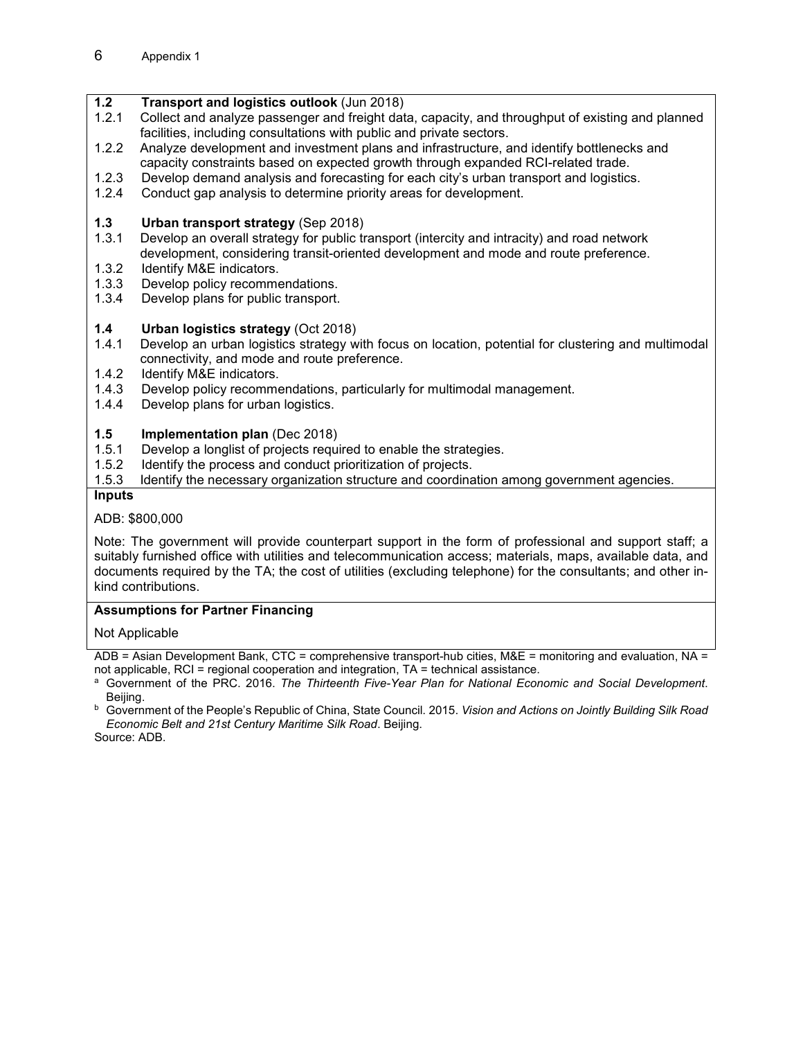**1.2 Transport and logistics outlook** (Jun 2018)

1.2.1 Collect and analyze passenger and freight data, capacity, and throughput of existing and planned facilities, including consultations with public and private sectors.

1.2.2 Analyze development and investment plans and infrastructure, and identify bottlenecks and capacity constraints based on expected growth through expanded RCI-related trade.

1.2.3 Develop demand analysis and forecasting for each city's urban transport and logistics.

1.2.4 Conduct gap analysis to determine priority areas for development.

**1.3 Urban transport strategy** (Sep 2018)

1.3.1 Develop an overall strategy for public transport (intercity and intracity) and road network development, considering transit-oriented development and mode and route preference.

1.3.2 Identify M&E indicators.

1.3.3 Develop policy recommendations.

1.3.4 Develop plans for public transport.

**1.4 Urban logistics strategy** (Oct 2018)

1.4.1 Develop an urban logistics strategy with focus on location, potential for clustering and multimodal connectivity, and mode and route preference.

1.4.2 Identify M&E indicators.

1.4.3 Develop policy recommendations, particularly for multimodal management.

1.4.4 Develop plans for urban logistics.

**1.5 Implementation plan** (Dec 2018)

1.5.1 Develop a longlist of projects required to enable the strategies.

1.5.2 Identify the process and conduct prioritization of projects.

1.5.3 Identify the necessary organization structure and coordination among government agencies.

**Inputs**

ADB: $800,000

Note: The government will provide counterpart support in the form of professional and support staff; a suitably furnished office with utilities and telecommunication access; materials, maps, available data, and documents required by the TA; the cost of utilities (excluding telephone) for the consultants; and other in-kind contributions.

**Assumptions for Partner Financing**

Not Applicable

ADB = Asian Development Bank, CTC = comprehensive transport-hub cities, M&E = monitoring and evaluation, NA = not applicable, RCI = regional cooperation and integration, TA = technical assistance.

[a] Government of the PRC. 2016. *The Thirteenth Five-Year Plan for National Economic and Social Development*. Beijing.

[b] Government of the People's Republic of China, State Council. 2015. *Vision and Actions on Jointly Building Silk Road Economic Belt and 21st Century Maritime Silk Road*. Beijing.

Source: ADB.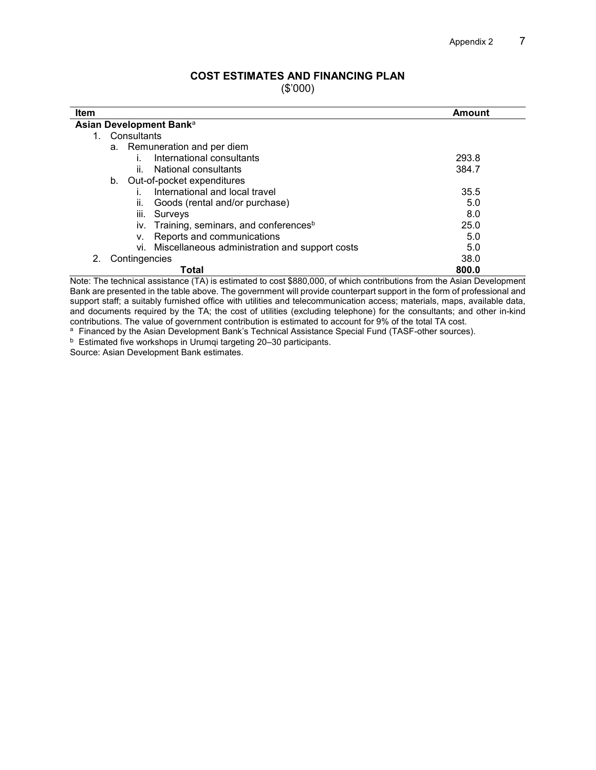## COST ESTIMATES AND FINANCING PLAN

($'000)

| Item | Amount |
|---|---|
| **Asian Development Bank**[a] | |
| 1. Consultants | |
| a. Remuneration and per diem | |
| i. International consultants | 293.8 |
| ii. National consultants | 384.7 |
| b. Out-of-pocket expenditures | |
| i. International and local travel | 35.5 |
| ii. Goods (rental and/or purchase) | 5.0 |
| iii. Surveys | 8.0 |
| iv. Training, seminars, and conferences[b] | 25.0 |
| v. Reports and communications | 5.0 |
| vi. Miscellaneous administration and support costs | 5.0 |
| 2. Contingencies | 38.0 |
| **Total** | **800.0** |

Note: The technical assistance (TA) is estimated to cost $880,000, of which contributions from the Asian Development Bank are presented in the table above. The government will provide counterpart support in the form of professional and support staff; a suitably furnished office with utilities and telecommunication access; materials, maps, available data, and documents required by the TA; the cost of utilities (excluding telephone) for the consultants; and other in-kind contributions. The value of government contribution is estimated to account for 9% of the total TA cost.

[a] Financed by the Asian Development Bank's Technical Assistance Special Fund (TASF-other sources).

[b] Estimated five workshops in Urumqi targeting 20–30 participants.

Source: Asian Development Bank estimates.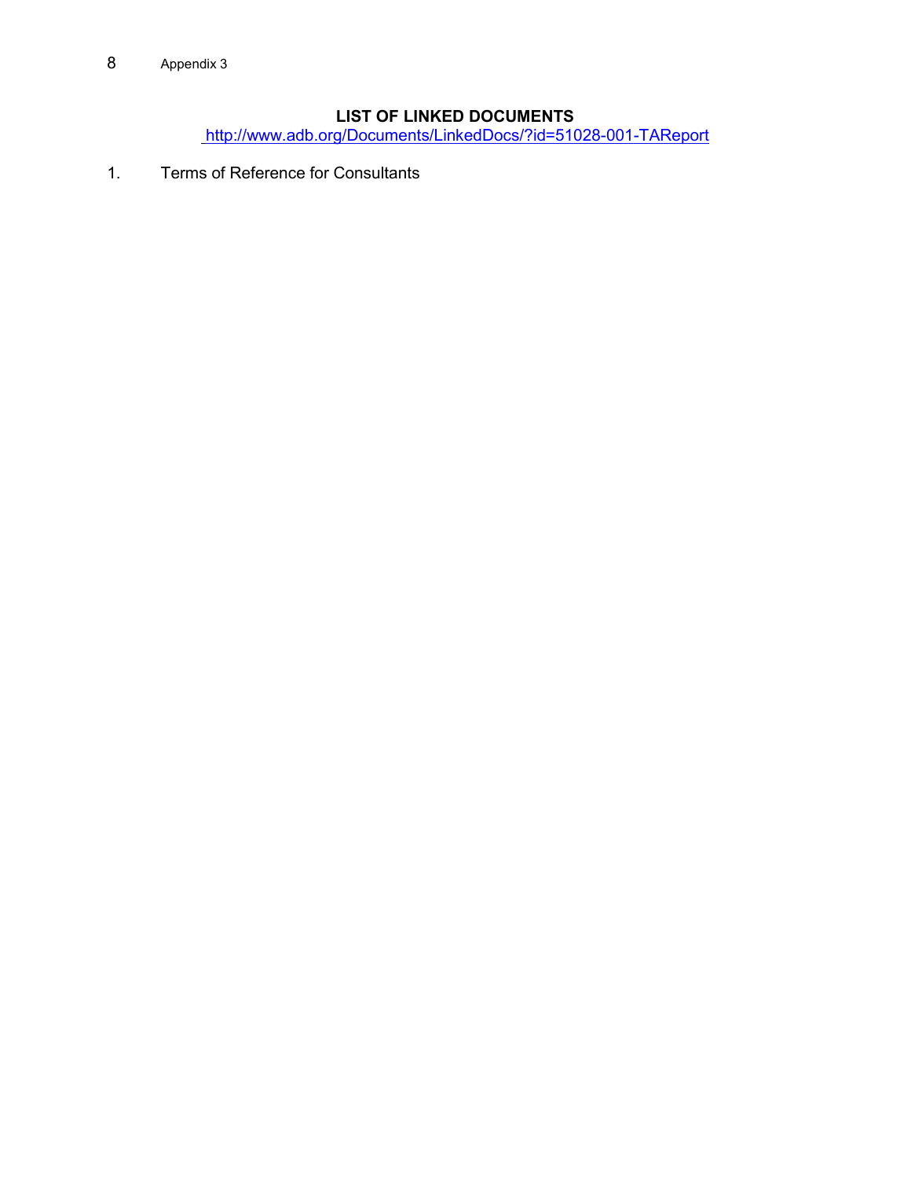## LIST OF LINKED DOCUMENTS

http://www.adb.org/Documents/LinkedDocs/?id=51028-001-TAReport

1. Terms of Reference for Consultants